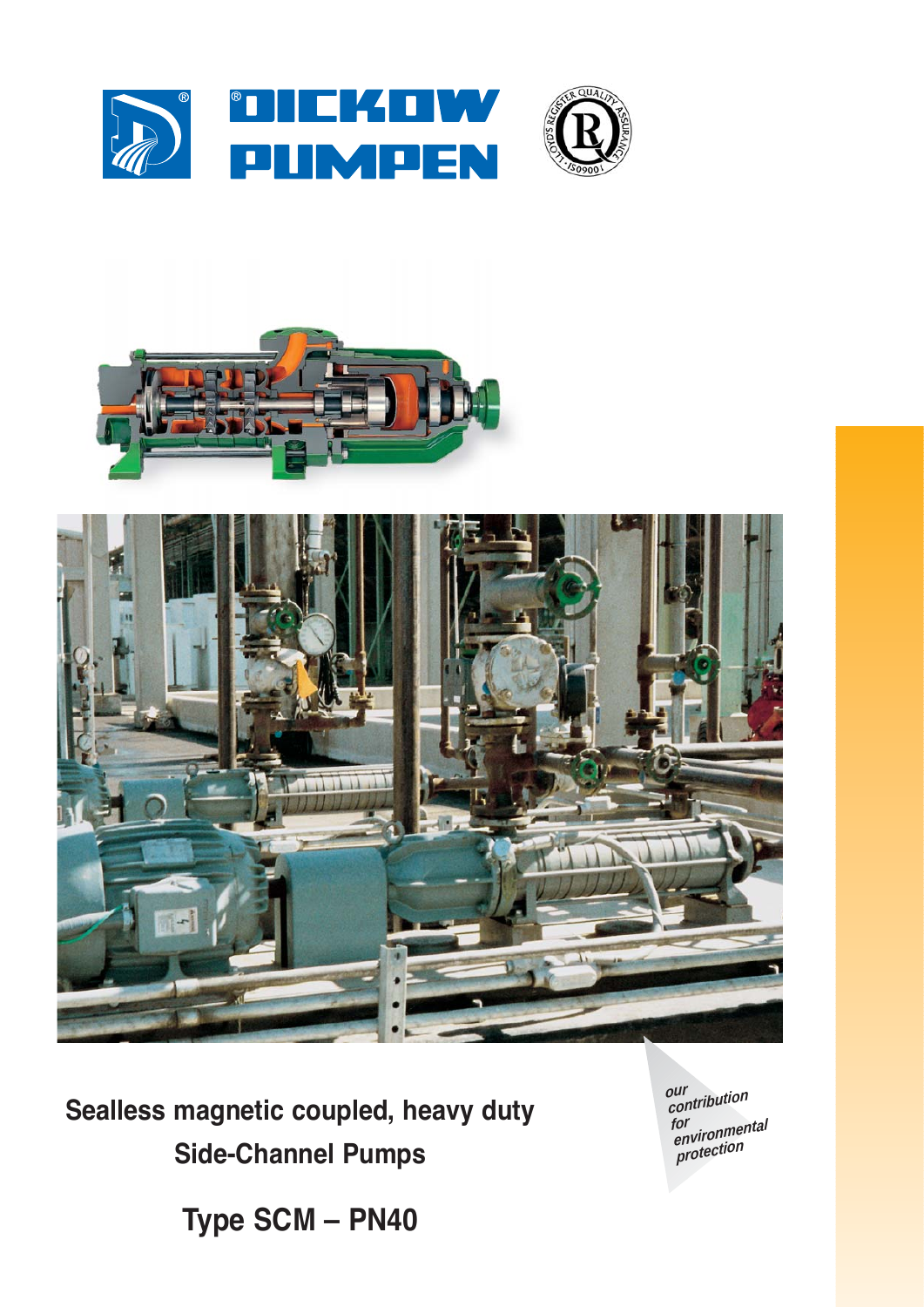DICKOW PUMPEN

# Sealless magnetic coupled, heavy duty Side-Channel Pumps

## Type SCM – PN40

*our contribution for environmental protection*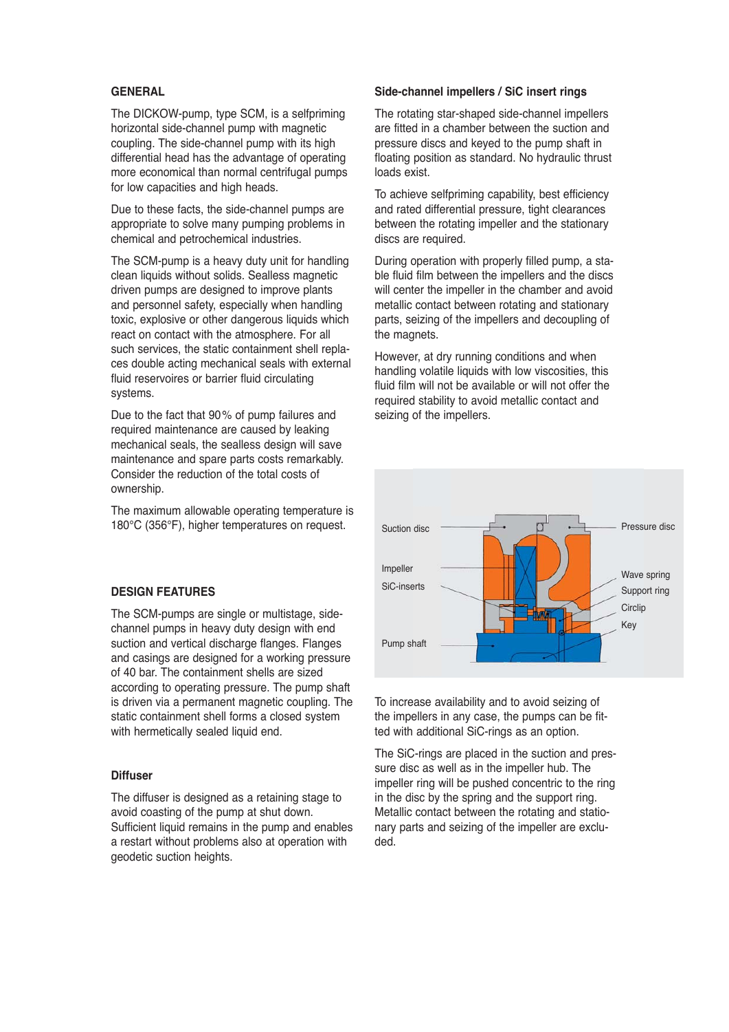## GENERAL

The DICKOW-pump, type SCM, is a selfpriming horizontal side-channel pump with magnetic coupling. The side-channel pump with its high differential head has the advantage of operating more economical than normal centrifugal pumps for low capacities and high heads.

Due to these facts, the side-channel pumps are appropriate to solve many pumping problems in chemical and petrochemical industries.

The SCM-pump is a heavy duty unit for handling clean liquids without solids. Sealless magnetic driven pumps are designed to improve plants and personnel safety, especially when handling toxic, explosive or other dangerous liquids which react on contact with the atmosphere. For all such services, the static containment shell replaces double acting mechanical seals with external fluid reservoires or barrier fluid circulating systems.

Due to the fact that 90 % of pump failures and required maintenance are caused by leaking mechanical seals, the sealless design will save maintenance and spare parts costs remarkably. Consider the reduction of the total costs of ownership.

The maximum allowable operating temperature is 180°C (356°F), higher temperatures on request.

## DESIGN FEATURES

The SCM-pumps are single or multistage, side-channel pumps in heavy duty design with end suction and vertical discharge flanges. Flanges and casings are designed for a working pressure of 40 bar. The containment shells are sized according to operating pressure. The pump shaft is driven via a permanent magnetic coupling. The static containment shell forms a closed system with hermetically sealed liquid end.

### Diffuser

The diffuser is designed as a retaining stage to avoid coasting of the pump at shut down. Sufficient liquid remains in the pump and enables a restart without problems also at operation with geodetic suction heights.

### Side-channel impellers / SiC insert rings

The rotating star-shaped side-channel impellers are fitted in a chamber between the suction and pressure discs and keyed to the pump shaft in floating position as standard. No hydraulic thrust loads exist.

To achieve selfpriming capability, best efficiency and rated differential pressure, tight clearances between the rotating impeller and the stationary discs are required.

During operation with properly filled pump, a stable fluid film between the impellers and the discs will center the impeller in the chamber and avoid metallic contact between rotating and stationary parts, seizing of the impellers and decoupling of the magnets.

However, at dry running conditions and when handling volatile liquids with low viscosities, this fluid film will not be available or will not offer the required stability to avoid metallic contact and seizing of the impellers.

Suction disc, Impeller, SiC-inserts, Pump shaft, Pressure disc, Wave spring, Support ring, Circlip, Key

To increase availability and to avoid seizing of the impellers in any case, the pumps can be fitted with additional SiC-rings as an option.

The SiC-rings are placed in the suction and pressure disc as well as in the impeller hub. The impeller ring will be pushed concentric to the ring in the disc by the spring and the support ring. Metallic contact between the rotating and stationary parts and seizing of the impeller are excluded.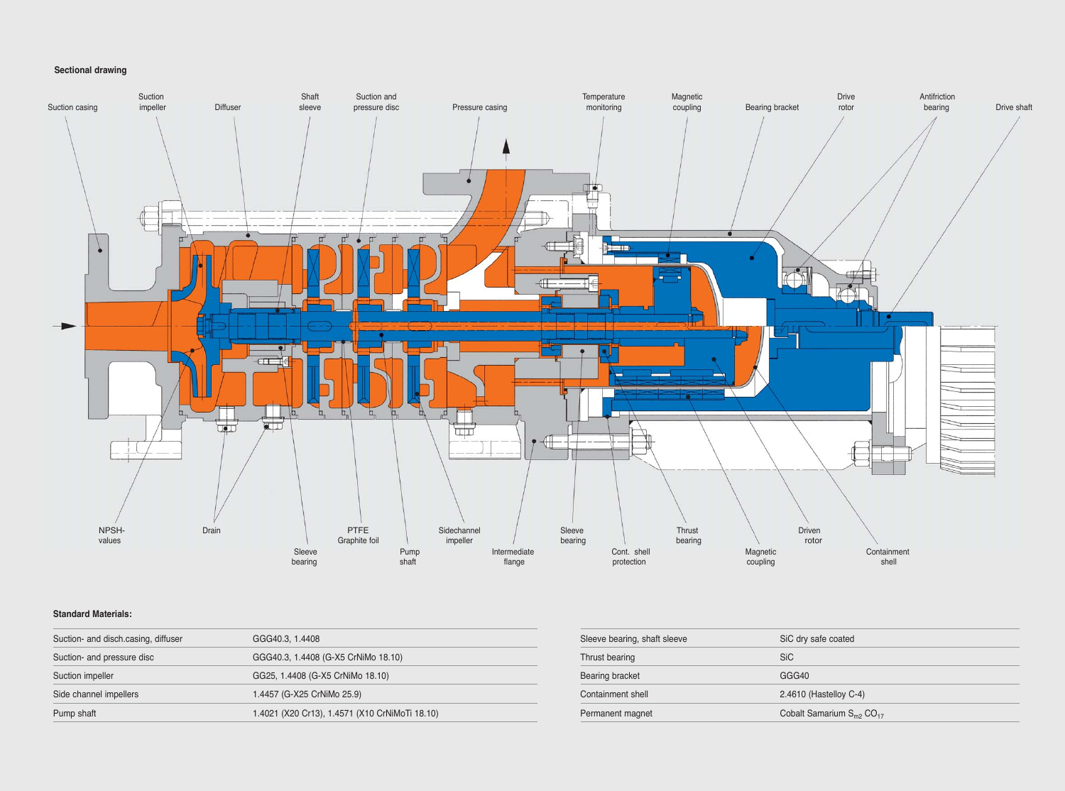**Sectional drawing**

Suction casing, Suction impeller, Diffuser, Shaft sleeve, Suction and pressure disc, Pressure casing, Temperature monitoring, Magnetic coupling, Bearing bracket, Drive rotor, Antifriction bearing, Drive shaft

NPSH-values, Drain, Sleeve bearing, PTFE Graphite foil, Pump shaft, Sidechannel impeller, Intermediate flange, Sleeve bearing, Cont. shell protection, Thrust bearing, Magnetic coupling, Driven rotor, Containment shell

**Standard Materials:**

| | |
|---|---|
| Suction- and disch.casing, diffuser | GGG40.3, 1.4408 |
| Suction- and pressure disc | GGG40.3, 1.4408 (G-X5 CrNiMo 18.10) |
| Suction impeller | GG25, 1.4408 (G-X5 CrNiMo 18.10) |
| Side channel impellers | 1.4457 (G-X25 CrNiMo 25.9) |
| Pump shaft | 1.4021 (X20 Cr13), 1.4571 (X10 CrNiMoTi 18.10) |

| | |
|---|---|
| Sleeve bearing, shaft sleeve | SiC dry safe coated |
| Thrust bearing | SiC |
| Bearing bracket | GGG40 |
| Containment shell | 2.4610 (Hastelloy C-4) |
| Permanent magnet | Cobalt Samarium $S_{m2}$ $CO_{17}$ |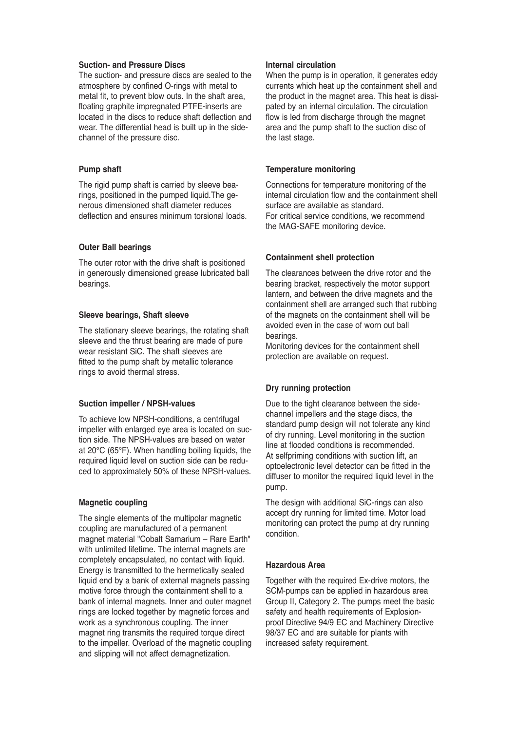### Suction- and Pressure Discs

The suction- and pressure discs are sealed to the atmosphere by confined O-rings with metal to metal fit, to prevent blow outs. In the shaft area, floating graphite impregnated PTFE-inserts are located in the discs to reduce shaft deflection and wear. The differential head is built up in the side-channel of the pressure disc.

### Pump shaft

The rigid pump shaft is carried by sleeve bearings, positioned in the pumped liquid. The generous dimensioned shaft diameter reduces deflection and ensures minimum torsional loads.

### Outer Ball bearings

The outer rotor with the drive shaft is positioned in generously dimensioned grease lubricated ball bearings.

### Sleeve bearings, Shaft sleeve

The stationary sleeve bearings, the rotating shaft sleeve and the thrust bearing are made of pure wear resistant SiC. The shaft sleeves are fitted to the pump shaft by metallic tolerance rings to avoid thermal stress.

### Suction impeller / NPSH-values

To achieve low NPSH-conditions, a centrifugal impeller with enlarged eye area is located on suction side. The NPSH-values are based on water at 20°C (65°F). When handling boiling liquids, the required liquid level on suction side can be reduced to approximately 50% of these NPSH-values.

### Magnetic coupling

The single elements of the multipolar magnetic coupling are manufactured of a permanent magnet material "Cobalt Samarium – Rare Earth" with unlimited lifetime. The internal magnets are completely encapsulated, no contact with liquid. Energy is transmitted to the hermetically sealed liquid end by a bank of external magnets passing motive force through the containment shell to a bank of internal magnets. Inner and outer magnet rings are locked together by magnetic forces and work as a synchronous coupling. The inner magnet ring transmits the required torque direct to the impeller. Overload of the magnetic coupling and slipping will not affect demagnetization.

### Internal circulation

When the pump is in operation, it generates eddy currents which heat up the containment shell and the product in the magnet area. This heat is dissipated by an internal circulation. The circulation flow is led from discharge through the magnet area and the pump shaft to the suction disc of the last stage.

### Temperature monitoring

Connections for temperature monitoring of the internal circulation flow and the containment shell surface are available as standard.
For critical service conditions, we recommend the MAG-SAFE monitoring device.

### Containment shell protection

The clearances between the drive rotor and the bearing bracket, respectively the motor support lantern, and between the drive magnets and the containment shell are arranged such that rubbing of the magnets on the containment shell will be avoided even in the case of worn out ball bearings.
Monitoring devices for the containment shell protection are available on request.

### Dry running protection

Due to the tight clearance between the side-channel impellers and the stage discs, the standard pump design will not tolerate any kind of dry running. Level monitoring in the suction line at flooded conditions is recommended.
At selfpriming conditions with suction lift, an optoelectronic level detector can be fitted in the diffuser to monitor the required liquid level in the pump.

The design with additional SiC-rings can also accept dry running for limited time. Motor load monitoring can protect the pump at dry running condition.

### Hazardous Area

Together with the required Ex-drive motors, the SCM-pumps can be applied in hazardous area Group II, Category 2. The pumps meet the basic safety and health requirements of Explosion-proof Directive 94/9 EC and Machinery Directive 98/37 EC and are suitable for plants with increased safety requirement.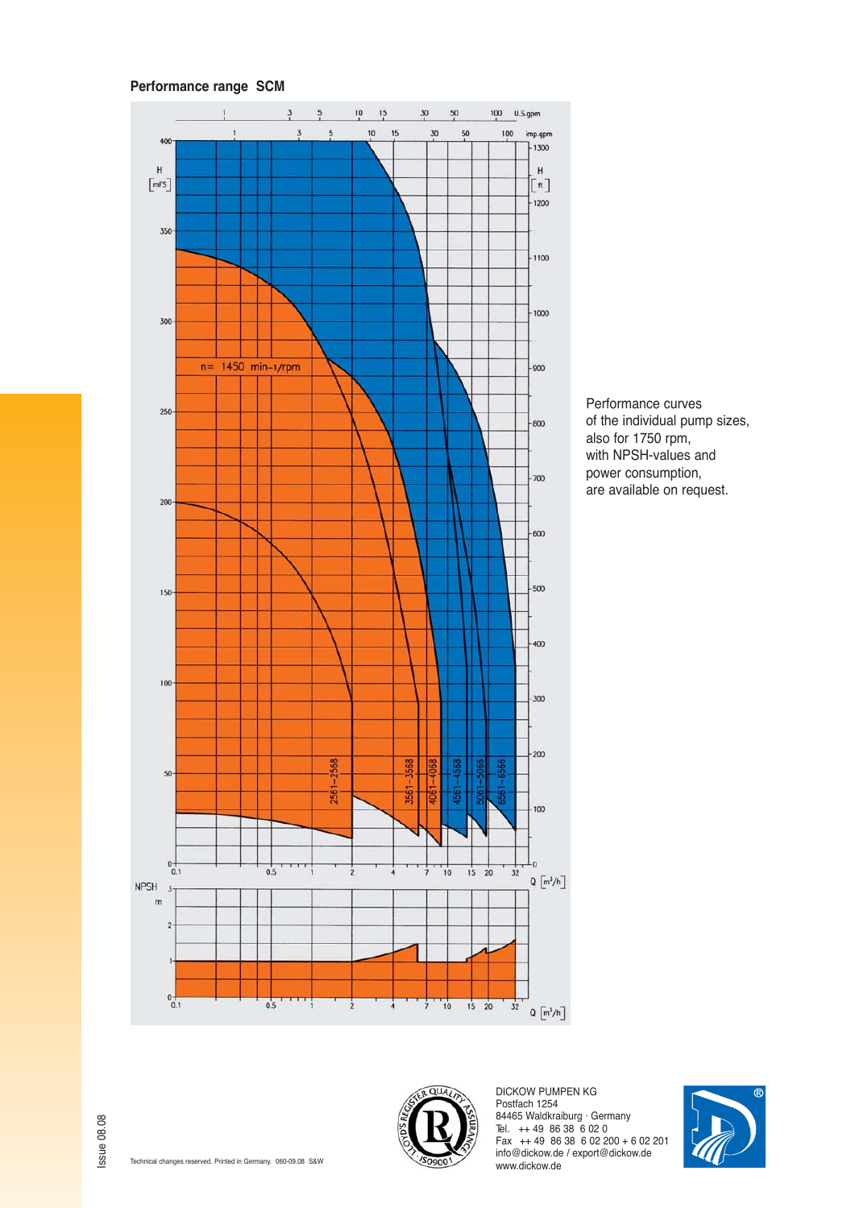## Performance range SCM

U.S.gpm
1 3 5 10 15 30 50 100

imp.gpm
1 3 5 10 15 30 50 100

H [mFS]
400
350
300
250
200
150
100
50
0

H [ft]
1300
1200
1100
1000
900
800
700
600
500
400
300
200
100
0

n= 1450 min-1/rpm

2561–2568
3561–3568
4061–4068
4561–4568
5061–5066
6561–6566

0.1 0.5 1 2 4 7 10 15 20 32 Q [m³/h]

NPSH m
3
2
1
0

0.1 0.5 1 2 4 7 10 15 20 32 Q [m³/h]

Performance curves
of the individual pump sizes,
also for 1750 rpm,
with NPSH-values and
power consumption,
are available on request.

Issue 08.08

Technical changes reserved. Printed in Germany. 060-09.08 S&W

LLOYD'S REGISTER QUALITY ASSURANCE ISO9001

DICKOW PUMPEN KG
Postfach 1254
84465 Waldkraiburg · Germany
Tel. ++ 49 86 38 6 02 0
Fax ++ 49 86 38 6 02 200 + 6 02 201
info@dickow.de / export@dickow.de
www.dickow.de